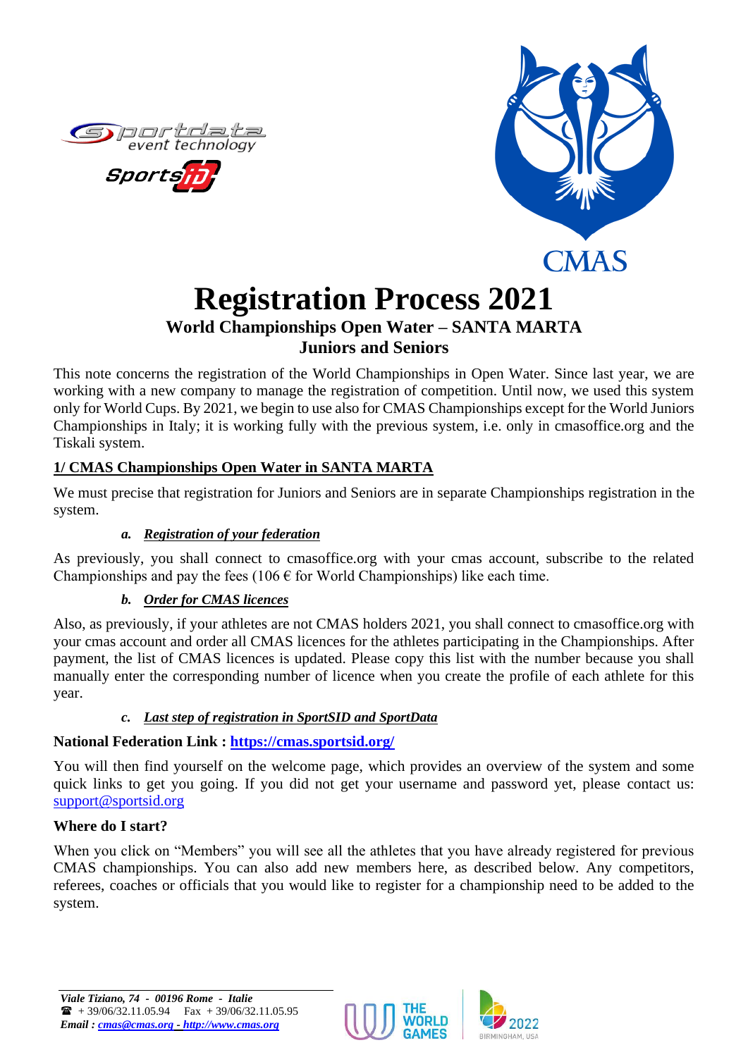# Registration Process 2021

## World Championships Open Water – SANTA MARTA
## Juniors and Seniors

This note concerns the registration of the World Championships in Open Water. Since last year, we are working with a new company to manage the registration of competition. Until now, we used this system only for World Cups. By 2021, we begin to use also for CMAS Championships except for the World Juniors Championships in Italy; it is working fully with the previous system, i.e. only in cmasoffice.org and the Tiskali system.

### 1/ CMAS Championships Open Water in SANTA MARTA

We must precise that registration for Juniors and Seniors are in separate Championships registration in the system.

#### a. *Registration of your federation*

As previously, you shall connect to cmasoffice.org with your cmas account, subscribe to the related Championships and pay the fees (106 € for World Championships) like each time.

#### b. *Order for CMAS licences*

Also, as previously, if your athletes are not CMAS holders 2021, you shall connect to cmasoffice.org with your cmas account and order all CMAS licences for the athletes participating in the Championships. After payment, the list of CMAS licences is updated. Please copy this list with the number because you shall manually enter the corresponding number of licence when you create the profile of each athlete for this year.

#### c. *Last step of registration in SportSID and SportData*

**National Federation Link : [https://cmas.sportsid.org/](https://cmas.sportsid.org/)**

You will then find yourself on the welcome page, which provides an overview of the system and some quick links to get you going. If you did not get your username and password yet, please contact us: support@sportsid.org

**Where do I start?**

When you click on "Members" you will see all the athletes that you have already registered for previous CMAS championships. You can also add new members here, as described below. Any competitors, referees, coaches or officials that you would like to register for a championship need to be added to the system.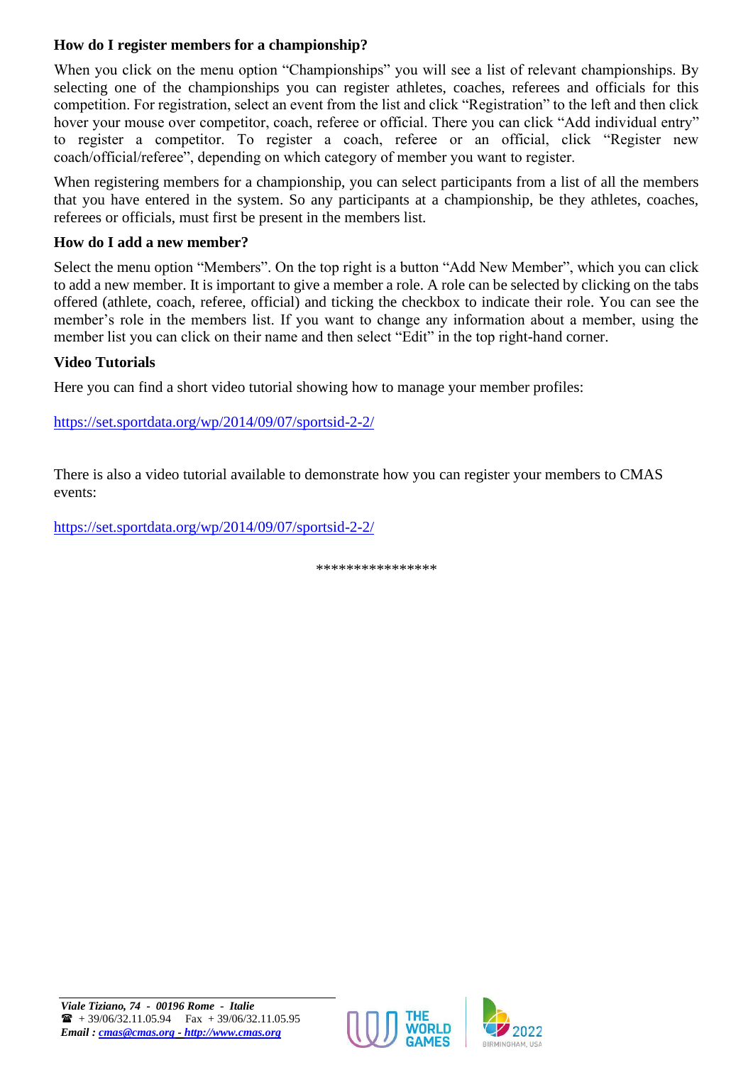**How do I register members for a championship?**

When you click on the menu option “Championships” you will see a list of relevant championships. By selecting one of the championships you can register athletes, coaches, referees and officials for this competition. For registration, select an event from the list and click “Registration” to the left and then click hover your mouse over competitor, coach, referee or official. There you can click “Add individual entry” to register a competitor. To register a coach, referee or an official, click “Register new coach/official/referee”, depending on which category of member you want to register.

When registering members for a championship, you can select participants from a list of all the members that you have entered in the system. So any participants at a championship, be they athletes, coaches, referees or officials, must first be present in the members list.

**How do I add a new member?**

Select the menu option “Members”. On the top right is a button “Add New Member”, which you can click to add a new member. It is important to give a member a role. A role can be selected by clicking on the tabs offered (athlete, coach, referee, official) and ticking the checkbox to indicate their role. You can see the member’s role in the members list. If you want to change any information about a member, using the member list you can click on their name and then select “Edit” in the top right-hand corner.

**Video Tutorials**

Here you can find a short video tutorial showing how to manage your member profiles:

https://set.sportdata.org/wp/2014/09/07/sportsid-2-2/

There is also a video tutorial available to demonstrate how you can register your members to CMAS events:

https://set.sportdata.org/wp/2014/09/07/sportsid-2-2/

****************